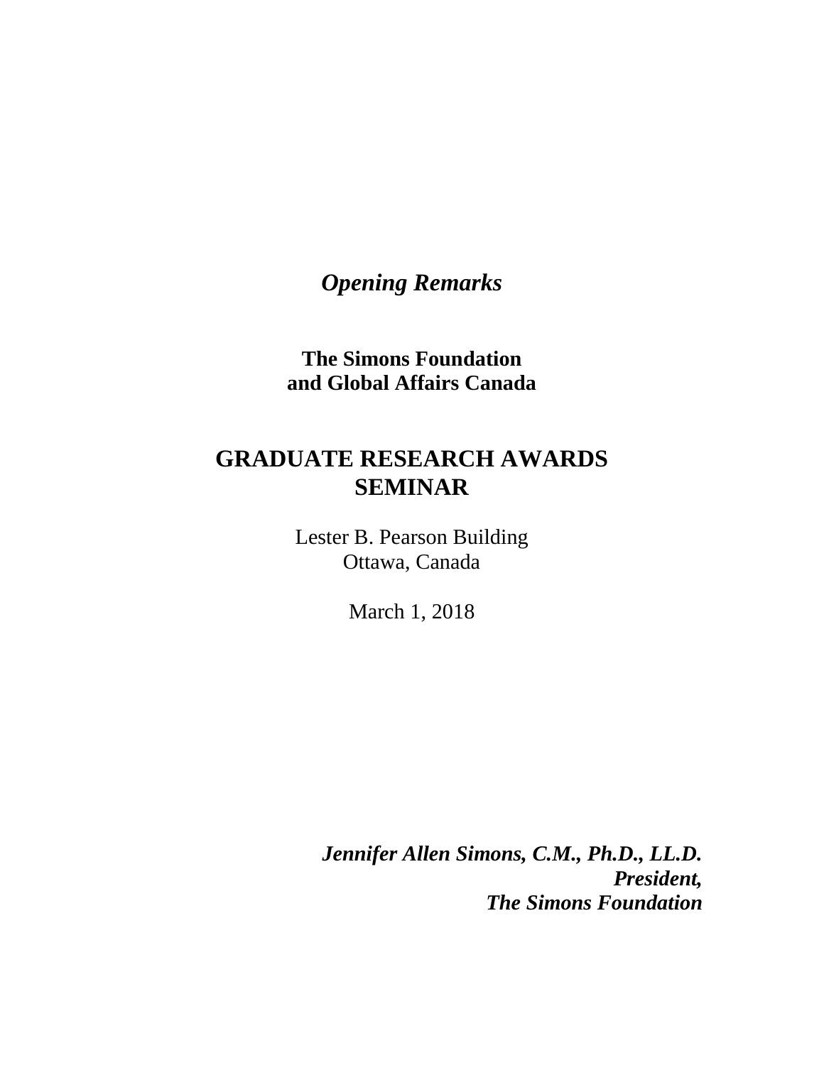*Opening Remarks*

**The Simons Foundation**
**and Global Affairs Canada**

# GRADUATE RESEARCH AWARDS SEMINAR

Lester B. Pearson Building
Ottawa, Canada

March 1, 2018

***Jennifer Allen Simons, C.M., Ph.D., LL.D.***
***President,***
***The Simons Foundation***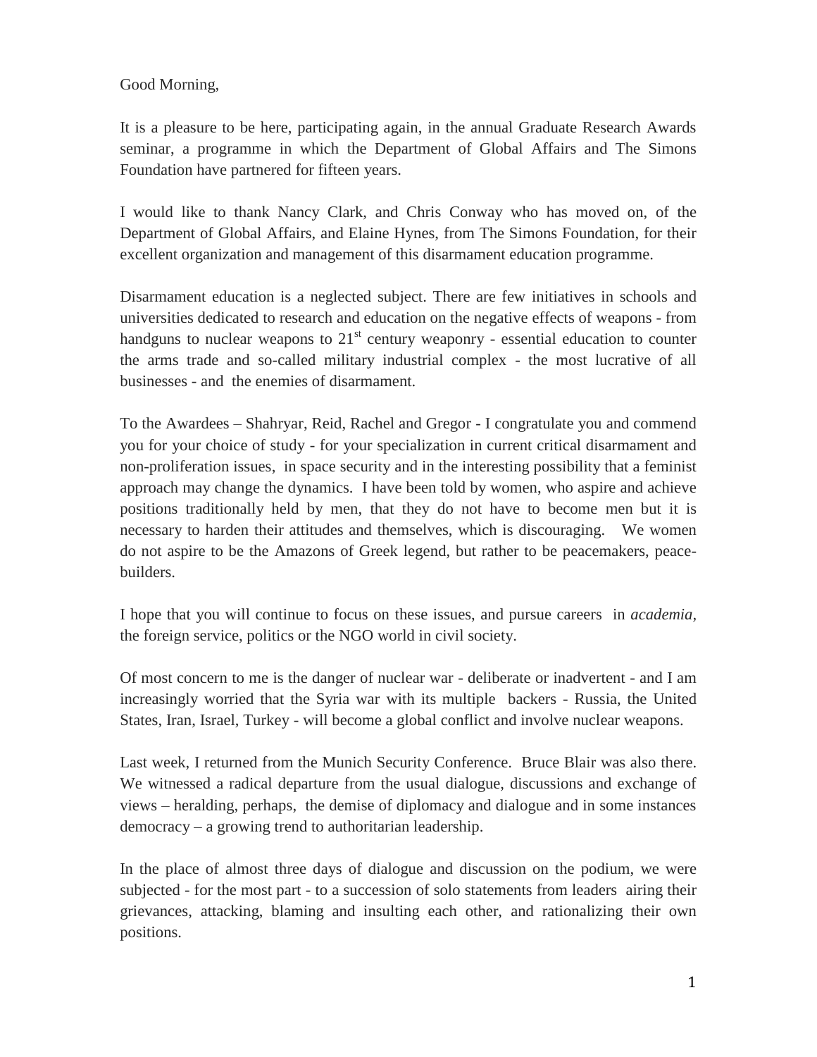Good Morning,

It is a pleasure to be here, participating again, in the annual Graduate Research Awards seminar, a programme in which the Department of Global Affairs and The Simons Foundation have partnered for fifteen years.

I would like to thank Nancy Clark, and Chris Conway who has moved on, of the Department of Global Affairs, and Elaine Hynes, from The Simons Foundation, for their excellent organization and management of this disarmament education programme.

Disarmament education is a neglected subject. There are few initiatives in schools and universities dedicated to research and education on the negative effects of weapons - from handguns to nuclear weapons to 21st century weaponry - essential education to counter the arms trade and so-called military industrial complex - the most lucrative of all businesses - and the enemies of disarmament.

To the Awardees – Shahryar, Reid, Rachel and Gregor - I congratulate you and commend you for your choice of study - for your specialization in current critical disarmament and non-proliferation issues, in space security and in the interesting possibility that a feminist approach may change the dynamics. I have been told by women, who aspire and achieve positions traditionally held by men, that they do not have to become men but it is necessary to harden their attitudes and themselves, which is discouraging. We women do not aspire to be the Amazons of Greek legend, but rather to be peacemakers, peace-builders.

I hope that you will continue to focus on these issues, and pursue careers in *academia*, the foreign service, politics or the NGO world in civil society.

Of most concern to me is the danger of nuclear war - deliberate or inadvertent - and I am increasingly worried that the Syria war with its multiple backers - Russia, the United States, Iran, Israel, Turkey - will become a global conflict and involve nuclear weapons.

Last week, I returned from the Munich Security Conference. Bruce Blair was also there. We witnessed a radical departure from the usual dialogue, discussions and exchange of views – heralding, perhaps, the demise of diplomacy and dialogue and in some instances democracy – a growing trend to authoritarian leadership.

In the place of almost three days of dialogue and discussion on the podium, we were subjected - for the most part - to a succession of solo statements from leaders airing their grievances, attacking, blaming and insulting each other, and rationalizing their own positions.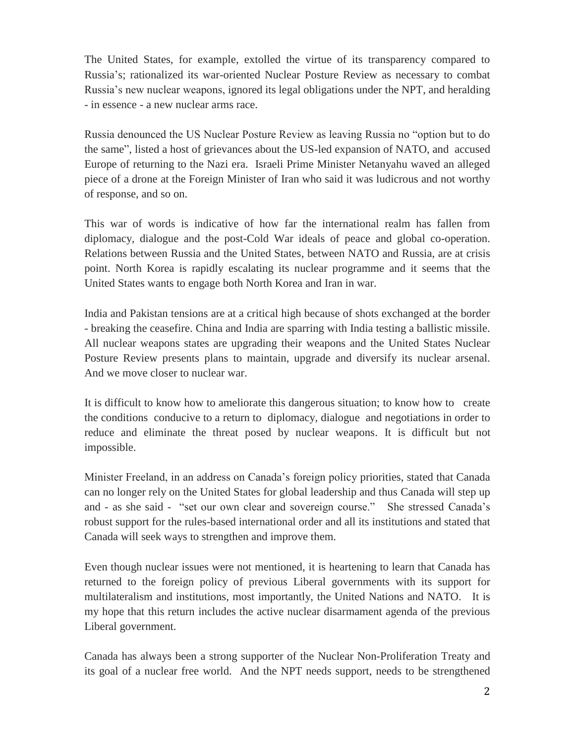The United States, for example, extolled the virtue of its transparency compared to Russia's; rationalized its war-oriented Nuclear Posture Review as necessary to combat Russia's new nuclear weapons, ignored its legal obligations under the NPT, and heralding - in essence - a new nuclear arms race.

Russia denounced the US Nuclear Posture Review as leaving Russia no "option but to do the same", listed a host of grievances about the US-led expansion of NATO, and accused Europe of returning to the Nazi era. Israeli Prime Minister Netanyahu waved an alleged piece of a drone at the Foreign Minister of Iran who said it was ludicrous and not worthy of response, and so on.

This war of words is indicative of how far the international realm has fallen from diplomacy, dialogue and the post-Cold War ideals of peace and global co-operation. Relations between Russia and the United States, between NATO and Russia, are at crisis point. North Korea is rapidly escalating its nuclear programme and it seems that the United States wants to engage both North Korea and Iran in war.

India and Pakistan tensions are at a critical high because of shots exchanged at the border - breaking the ceasefire. China and India are sparring with India testing a ballistic missile. All nuclear weapons states are upgrading their weapons and the United States Nuclear Posture Review presents plans to maintain, upgrade and diversify its nuclear arsenal. And we move closer to nuclear war.

It is difficult to know how to ameliorate this dangerous situation; to know how to create the conditions conducive to a return to diplomacy, dialogue and negotiations in order to reduce and eliminate the threat posed by nuclear weapons. It is difficult but not impossible.

Minister Freeland, in an address on Canada's foreign policy priorities, stated that Canada can no longer rely on the United States for global leadership and thus Canada will step up and - as she said - "set our own clear and sovereign course." She stressed Canada's robust support for the rules-based international order and all its institutions and stated that Canada will seek ways to strengthen and improve them.

Even though nuclear issues were not mentioned, it is heartening to learn that Canada has returned to the foreign policy of previous Liberal governments with its support for multilateralism and institutions, most importantly, the United Nations and NATO. It is my hope that this return includes the active nuclear disarmament agenda of the previous Liberal government.

Canada has always been a strong supporter of the Nuclear Non-Proliferation Treaty and its goal of a nuclear free world. And the NPT needs support, needs to be strengthened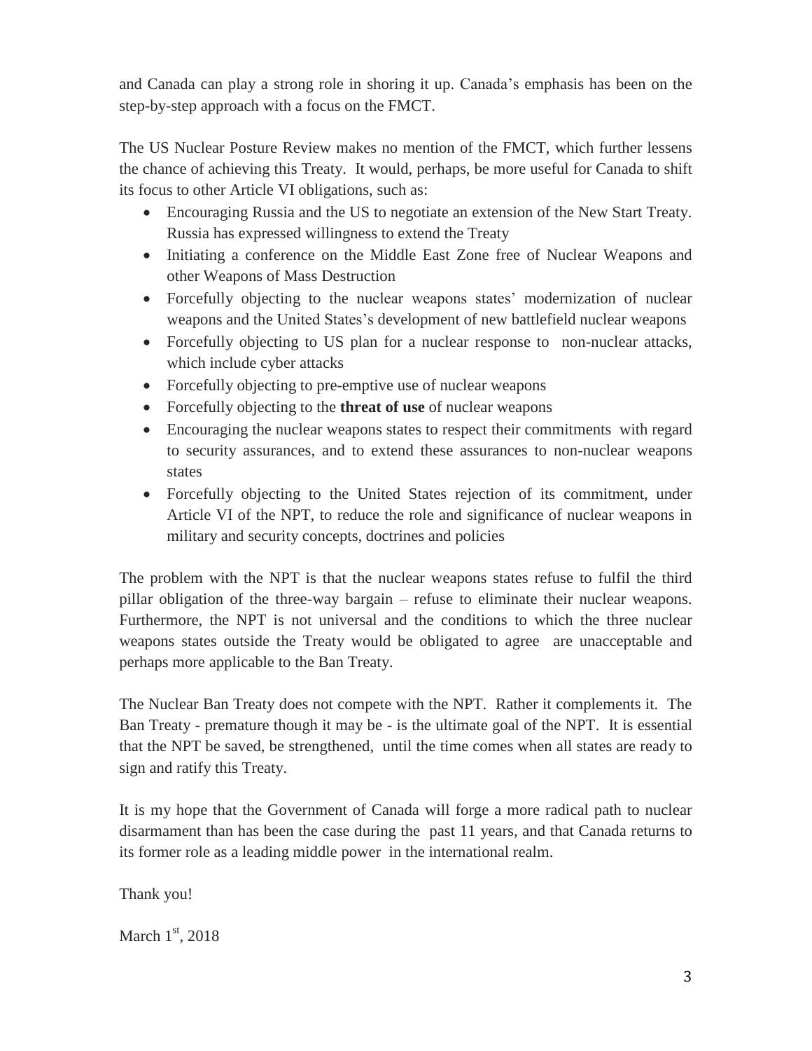and Canada can play a strong role in shoring it up. Canada's emphasis has been on the step-by-step approach with a focus on the FMCT.

The US Nuclear Posture Review makes no mention of the FMCT, which further lessens the chance of achieving this Treaty. It would, perhaps, be more useful for Canada to shift its focus to other Article VI obligations, such as:

- Encouraging Russia and the US to negotiate an extension of the New Start Treaty. Russia has expressed willingness to extend the Treaty
- Initiating a conference on the Middle East Zone free of Nuclear Weapons and other Weapons of Mass Destruction
- Forcefully objecting to the nuclear weapons states' modernization of nuclear weapons and the United States's development of new battlefield nuclear weapons
- Forcefully objecting to US plan for a nuclear response to non-nuclear attacks, which include cyber attacks
- Forcefully objecting to pre-emptive use of nuclear weapons
- Forcefully objecting to the **threat of use** of nuclear weapons
- Encouraging the nuclear weapons states to respect their commitments with regard to security assurances, and to extend these assurances to non-nuclear weapons states
- Forcefully objecting to the United States rejection of its commitment, under Article VI of the NPT, to reduce the role and significance of nuclear weapons in military and security concepts, doctrines and policies

The problem with the NPT is that the nuclear weapons states refuse to fulfil the third pillar obligation of the three-way bargain – refuse to eliminate their nuclear weapons. Furthermore, the NPT is not universal and the conditions to which the three nuclear weapons states outside the Treaty would be obligated to agree are unacceptable and perhaps more applicable to the Ban Treaty.

The Nuclear Ban Treaty does not compete with the NPT. Rather it complements it. The Ban Treaty - premature though it may be - is the ultimate goal of the NPT. It is essential that the NPT be saved, be strengthened, until the time comes when all states are ready to sign and ratify this Treaty.

It is my hope that the Government of Canada will forge a more radical path to nuclear disarmament than has been the case during the past 11 years, and that Canada returns to its former role as a leading middle power in the international realm.

Thank you!

March 1st, 2018